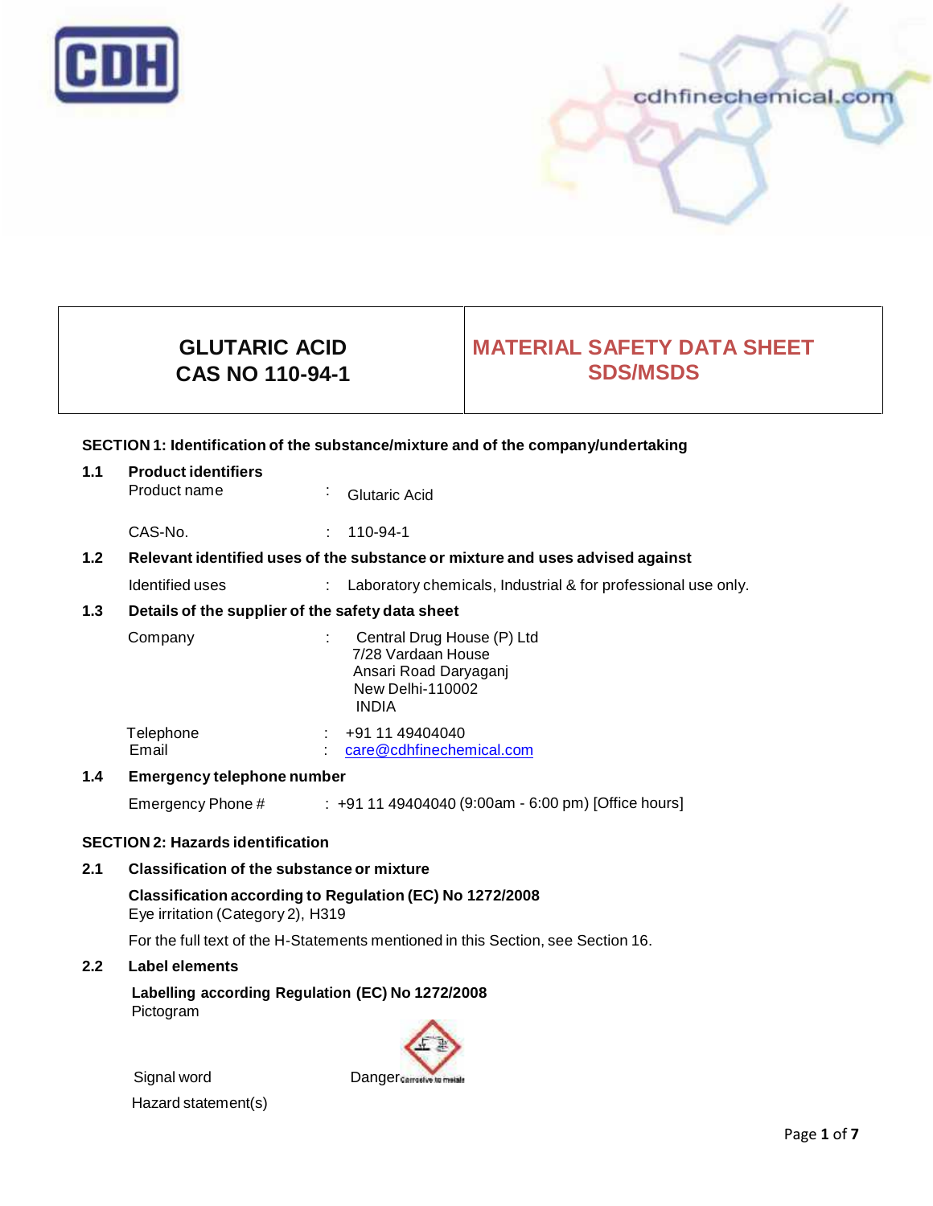# GLUTARIC ACID
# CAS NO 110-94-1

# MATERIAL SAFETY DATA SHEET SDS/MSDS

## SECTION 1: Identification of the substance/mixture and of the company/undertaking

**1.1 Product identifiers**

Product name : Glutaric Acid

CAS-No. : 110-94-1

**1.2 Relevant identified uses of the substance or mixture and uses advised against**

Identified uses : Laboratory chemicals, Industrial & for professional use only.

**1.3 Details of the supplier of the safety data sheet**

Company : Central Drug House (P) Ltd
7/28 Vardaan House
Ansari Road Daryaganj
New Delhi-110002
INDIA

Telephone : +91 11 49404040
Email : care@cdhfinechemical.com

**1.4 Emergency telephone number**

Emergency Phone # : +91 11 49404040 (9:00am - 6:00 pm) [Office hours]

## SECTION 2: Hazards identification

**2.1 Classification of the substance or mixture**

**Classification according to Regulation (EC) No 1272/2008**
Eye irritation (Category 2), H319

For the full text of the H-Statements mentioned in this Section, see Section 16.

**2.2 Label elements**

**Labelling according Regulation (EC) No 1272/2008**
Pictogram

Signal word Danger corrosive to metals

Hazard statement(s)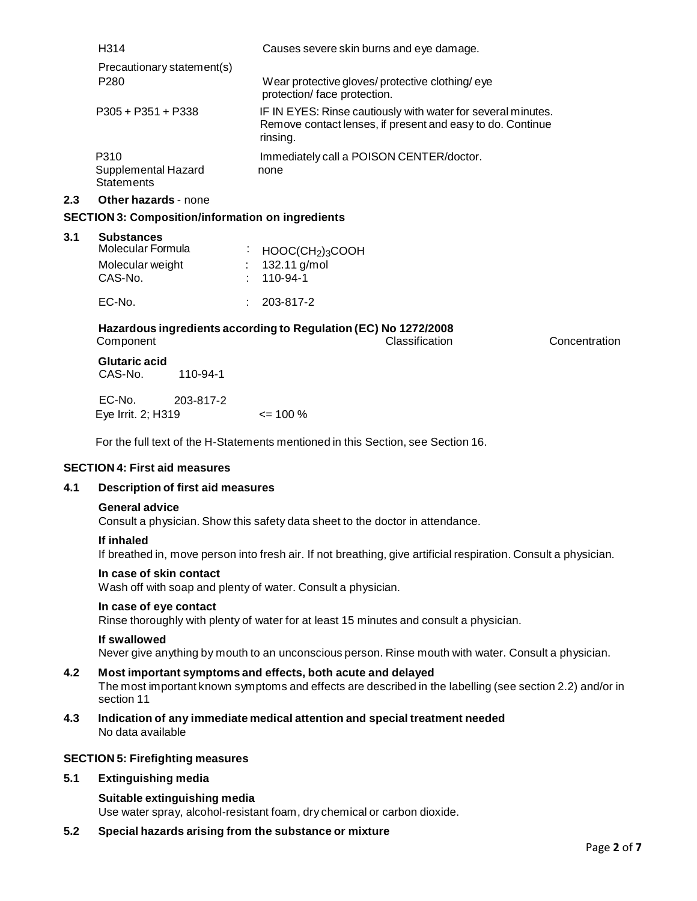| | |
|---|---|
| H314 | Causes severe skin burns and eye damage. |
| Precautionary statement(s) | |
| P280 | Wear protective gloves/ protective clothing/ eye protection/ face protection. |
| P305 + P351 + P338 | IF IN EYES: Rinse cautiously with water for several minutes. Remove contact lenses, if present and easy to do. Continue rinsing. |
| P310 | Immediately call a POISON CENTER/doctor. |
| Supplemental Hazard Statements | none |

**2.3 Other hazards** - none

## SECTION 3: Composition/information on ingredients

### 3.1 Substances

| | | |
|---|---|---|
| Molecular Formula | : | $HOOC(CH_2)_3COOH$ |
| Molecular weight | : | 132.11 g/mol |
| CAS-No. | : | 110-94-1 |
| EC-No. | : | 203-817-2 |

**Hazardous ingredients according to Regulation (EC) No 1272/2008**

| Component | Classification | Concentration |
|---|---|---|
| **Glutaric acid**<br>CAS-No. 110-94-1<br>EC-No. 203-817-2 | Eye Irrit. 2; H319 | <= 100 % |

For the full text of the H-Statements mentioned in this Section, see Section 16.

## SECTION 4: First aid measures

### 4.1 Description of first aid measures

**General advice**
Consult a physician. Show this safety data sheet to the doctor in attendance.

**If inhaled**
If breathed in, move person into fresh air. If not breathing, give artificial respiration. Consult a physician.

**In case of skin contact**
Wash off with soap and plenty of water. Consult a physician.

**In case of eye contact**
Rinse thoroughly with plenty of water for at least 15 minutes and consult a physician.

**If swallowed**
Never give anything by mouth to an unconscious person. Rinse mouth with water. Consult a physician.

### 4.2 Most important symptoms and effects, both acute and delayed

The most important known symptoms and effects are described in the labelling (see section 2.2) and/or in section 11

### 4.3 Indication of any immediate medical attention and special treatment needed

No data available

## SECTION 5: Firefighting measures

### 5.1 Extinguishing media

**Suitable extinguishing media**
Use water spray, alcohol-resistant foam, dry chemical or carbon dioxide.

### 5.2 Special hazards arising from the substance or mixture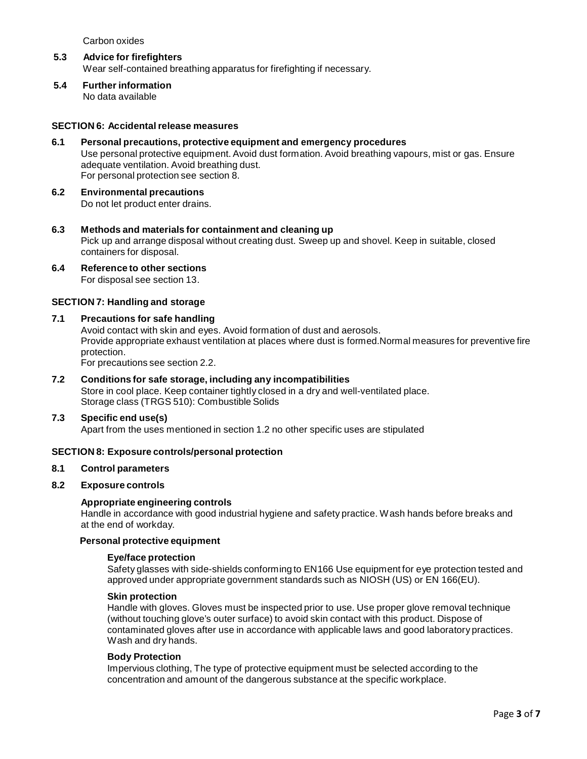Carbon oxides

**5.3 Advice for firefighters**

Wear self-contained breathing apparatus for firefighting if necessary.

**5.4 Further information**

No data available

## SECTION 6: Accidental release measures

**6.1 Personal precautions, protective equipment and emergency procedures**

Use personal protective equipment. Avoid dust formation. Avoid breathing vapours, mist or gas. Ensure adequate ventilation. Avoid breathing dust.
For personal protection see section 8.

**6.2 Environmental precautions**

Do not let product enter drains.

**6.3 Methods and materials for containment and cleaning up**

Pick up and arrange disposal without creating dust. Sweep up and shovel. Keep in suitable, closed containers for disposal.

**6.4 Reference to other sections**

For disposal see section 13.

## SECTION 7: Handling and storage

**7.1 Precautions for safe handling**

Avoid contact with skin and eyes. Avoid formation of dust and aerosols.
Provide appropriate exhaust ventilation at places where dust is formed.Normal measures for preventive fire protection.
For precautions see section 2.2.

**7.2 Conditions for safe storage, including any incompatibilities**

Store in cool place. Keep container tightly closed in a dry and well-ventilated place.
Storage class (TRGS 510): Combustible Solids

**7.3 Specific end use(s)**

Apart from the uses mentioned in section 1.2 no other specific uses are stipulated

## SECTION 8: Exposure controls/personal protection

**8.1 Control parameters**

**8.2 Exposure controls**

**Appropriate engineering controls**

Handle in accordance with good industrial hygiene and safety practice. Wash hands before breaks and at the end of workday.

**Personal protective equipment**

**Eye/face protection**

Safety glasses with side-shields conforming to EN166 Use equipment for eye protection tested and approved under appropriate government standards such as NIOSH (US) or EN 166(EU).

**Skin protection**

Handle with gloves. Gloves must be inspected prior to use. Use proper glove removal technique (without touching glove's outer surface) to avoid skin contact with this product. Dispose of contaminated gloves after use in accordance with applicable laws and good laboratory practices. Wash and dry hands.

**Body Protection**

Impervious clothing, The type of protective equipment must be selected according to the concentration and amount of the dangerous substance at the specific workplace.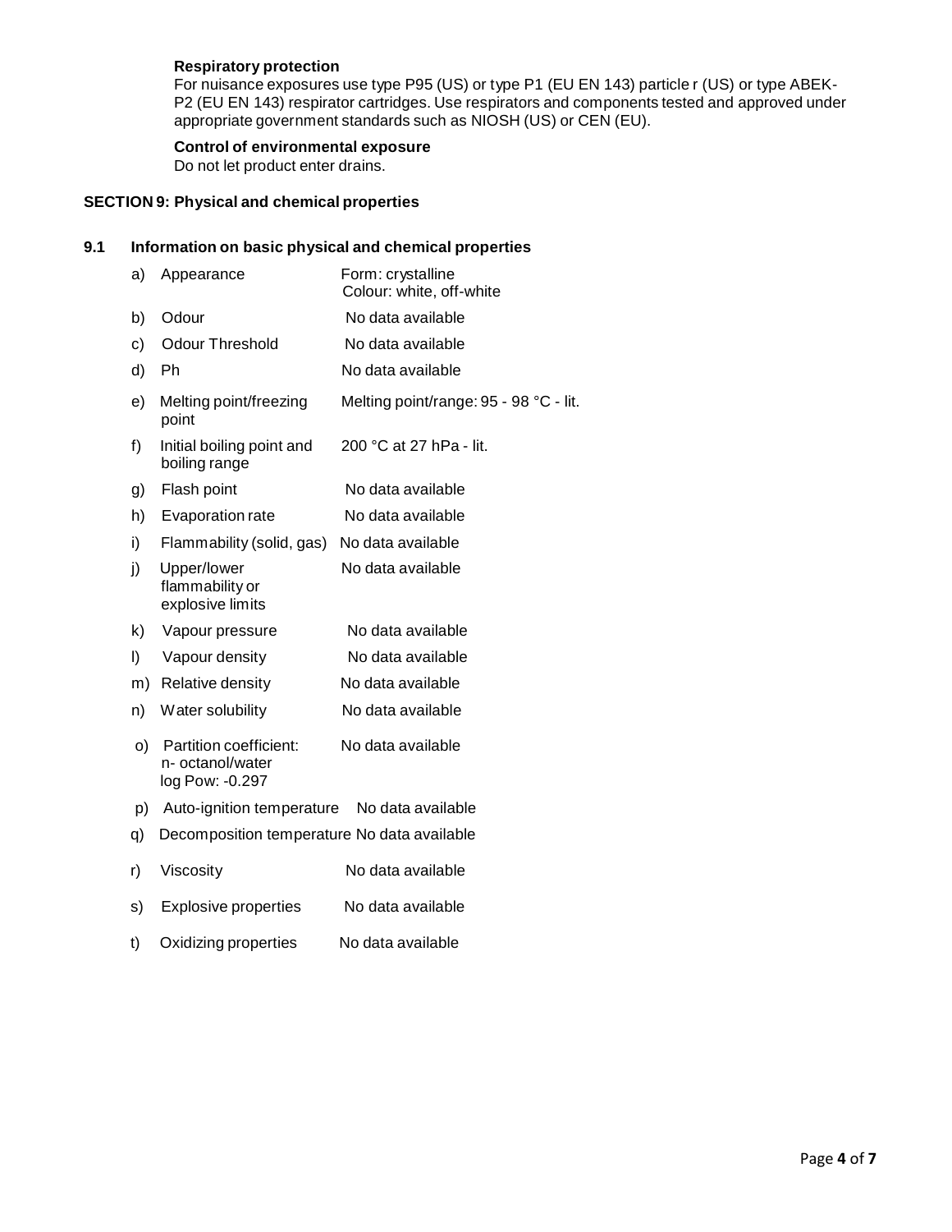**Respiratory protection**

For nuisance exposures use type P95 (US) or type P1 (EU EN 143) particle r (US) or type ABEK-P2 (EU EN 143) respirator cartridges. Use respirators and components tested and approved under appropriate government standards such as NIOSH (US) or CEN (EU).

**Control of environmental exposure**

Do not let product enter drains.

## SECTION 9: Physical and chemical properties

### 9.1 Information on basic physical and chemical properties

| | Property | Value |
|---|---|---|
| a) | Appearance | Form: crystalline<br>Colour: white, off-white |
| b) | Odour | No data available |
| c) | Odour Threshold | No data available |
| d) | Ph | No data available |
| e) | Melting point/freezing point | Melting point/range: 95 - 98 °C - lit. |
| f) | Initial boiling point and boiling range | 200 °C at 27 hPa - lit. |
| g) | Flash point | No data available |
| h) | Evaporation rate | No data available |
| i) | Flammability (solid, gas) | No data available |
| j) | Upper/lower flammability or explosive limits | No data available |
| k) | Vapour pressure | No data available |
| l) | Vapour density | No data available |
| m) | Relative density | No data available |
| n) | Water solubility | No data available |
| o) | Partition coefficient: n- octanol/water<br>log Pow: -0.297 | No data available |
| p) | Auto-ignition temperature | No data available |
| q) | Decomposition temperature | No data available |
| r) | Viscosity | No data available |
| s) | Explosive properties | No data available |
| t) | Oxidizing properties | No data available |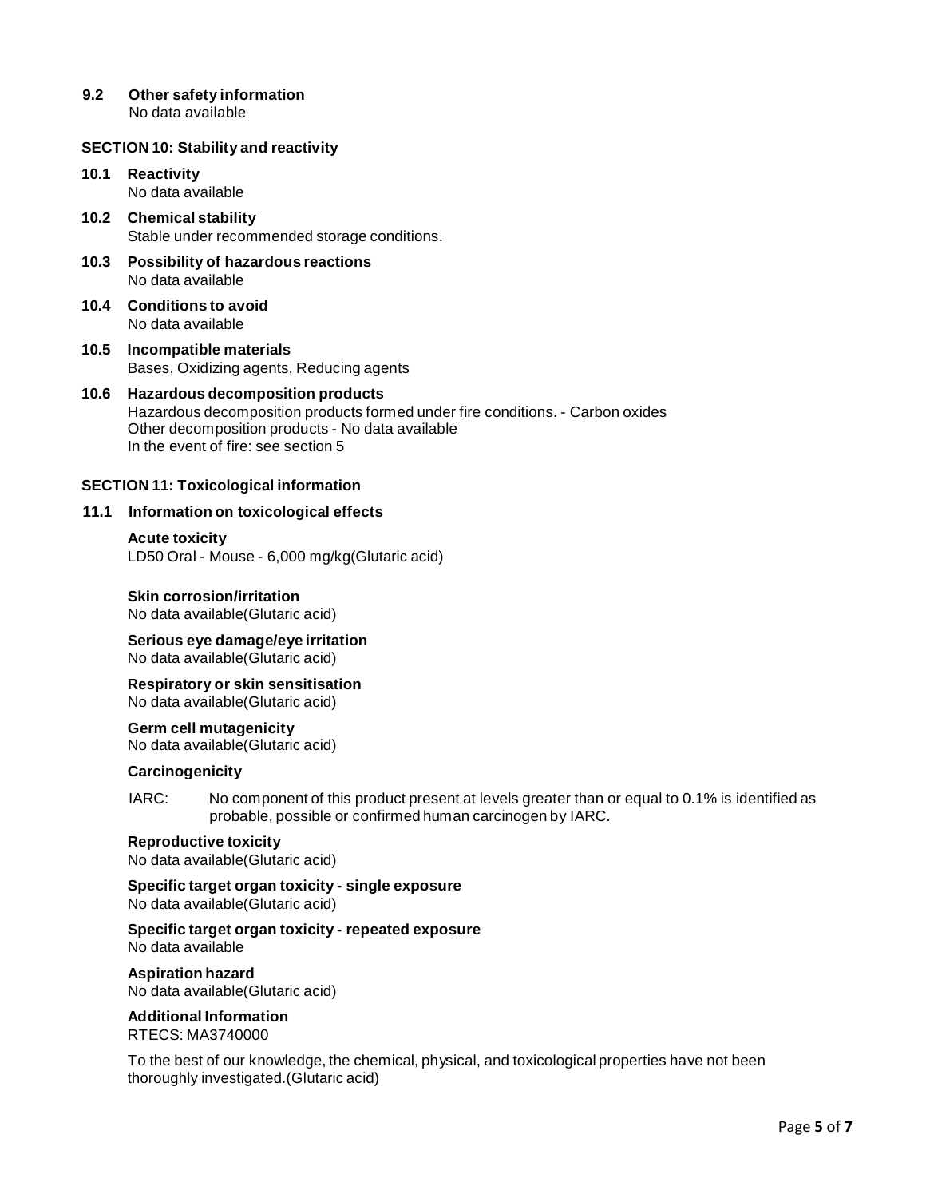**9.2 Other safety information**
No data available

## SECTION 10: Stability and reactivity

**10.1 Reactivity**
No data available

**10.2 Chemical stability**
Stable under recommended storage conditions.

**10.3 Possibility of hazardous reactions**
No data available

**10.4 Conditions to avoid**
No data available

**10.5 Incompatible materials**
Bases, Oxidizing agents, Reducing agents

**10.6 Hazardous decomposition products**
Hazardous decomposition products formed under fire conditions. - Carbon oxides
Other decomposition products - No data available
In the event of fire: see section 5

## SECTION 11: Toxicological information

**11.1 Information on toxicological effects**

**Acute toxicity**
LD50 Oral - Mouse - 6,000 mg/kg(Glutaric acid)

**Skin corrosion/irritation**
No data available(Glutaric acid)

**Serious eye damage/eye irritation**
No data available(Glutaric acid)

**Respiratory or skin sensitisation**
No data available(Glutaric acid)

**Germ cell mutagenicity**
No data available(Glutaric acid)

**Carcinogenicity**

IARC: No component of this product present at levels greater than or equal to 0.1% is identified as probable, possible or confirmed human carcinogen by IARC.

**Reproductive toxicity**
No data available(Glutaric acid)

**Specific target organ toxicity - single exposure**
No data available(Glutaric acid)

**Specific target organ toxicity - repeated exposure**
No data available

**Aspiration hazard**
No data available(Glutaric acid)

**Additional Information**
RTECS: MA3740000

To the best of our knowledge, the chemical, physical, and toxicological properties have not been thoroughly investigated.(Glutaric acid)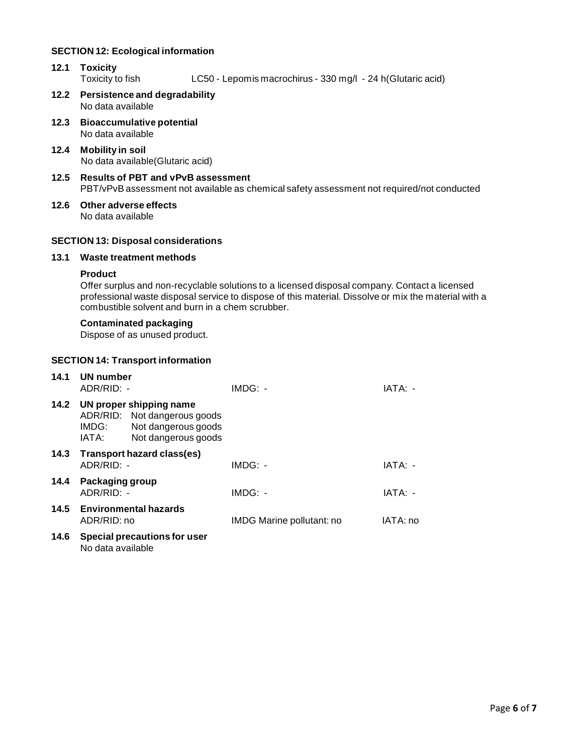## SECTION 12: Ecological information

### 12.1 Toxicity

Toxicity to fish LC50 - Lepomis macrochirus - 330 mg/l - 24 h(Glutaric acid)

### 12.2 Persistence and degradability

No data available

### 12.3 Bioaccumulative potential

No data available

### 12.4 Mobility in soil

No data available(Glutaric acid)

### 12.5 Results of PBT and vPvB assessment

PBT/vPvB assessment not available as chemical safety assessment not required/not conducted

### 12.6 Other adverse effects

No data available

## SECTION 13: Disposal considerations

### 13.1 Waste treatment methods

**Product**

Offer surplus and non-recyclable solutions to a licensed disposal company. Contact a licensed professional waste disposal service to dispose of this material. Dissolve or mix the material with a combustible solvent and burn in a chem scrubber.

**Contaminated packaging**

Dispose of as unused product.

## SECTION 14: Transport information

### 14.1 UN number

| ADR/RID: - | IMDG: - | IATA: - |
|---|---|---|

### 14.2 UN proper shipping name

ADR/RID: Not dangerous goods
IMDG: Not dangerous goods
IATA: Not dangerous goods

### 14.3 Transport hazard class(es)

| ADR/RID: - | IMDG: - | IATA: - |
|---|---|---|

### 14.4 Packaging group

| ADR/RID: - | IMDG: - | IATA: - |
|---|---|---|

### 14.5 Environmental hazards

| ADR/RID: no | IMDG Marine pollutant: no | IATA: no |
|---|---|---|

### 14.6 Special precautions for user

No data available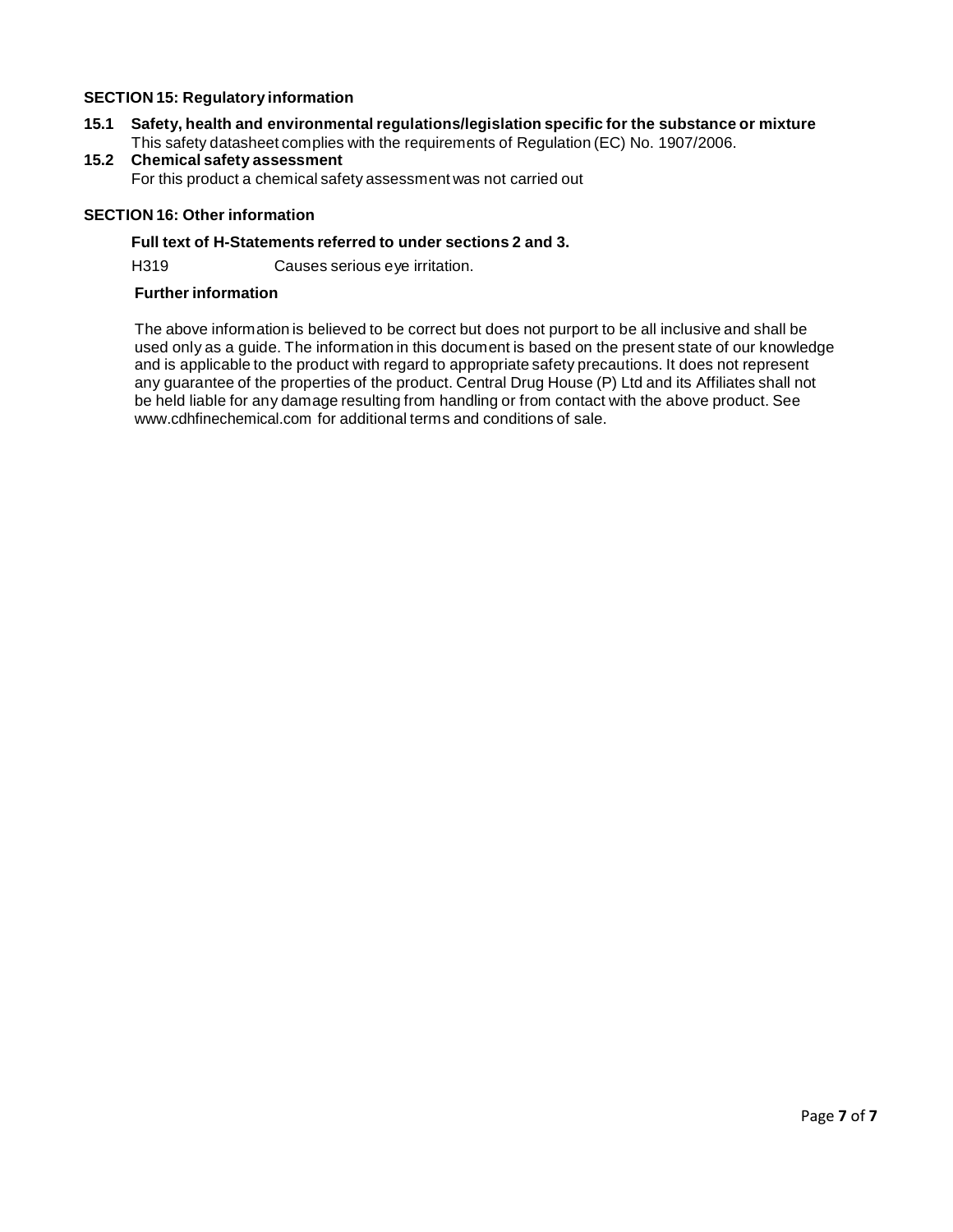## SECTION 15: Regulatory information

### 15.1 Safety, health and environmental regulations/legislation specific for the substance or mixture

This safety datasheet complies with the requirements of Regulation (EC) No. 1907/2006.

### 15.2 Chemical safety assessment

For this product a chemical safety assessment was not carried out

## SECTION 16: Other information

**Full text of H-Statements referred to under sections 2 and 3.**

H319 Causes serious eye irritation.

**Further information**

The above information is believed to be correct but does not purport to be all inclusive and shall be used only as a guide. The information in this document is based on the present state of our knowledge and is applicable to the product with regard to appropriate safety precautions. It does not represent any guarantee of the properties of the product. Central Drug House (P) Ltd and its Affiliates shall not be held liable for any damage resulting from handling or from contact with the above product. See www.cdhfinechemical.com for additional terms and conditions of sale.